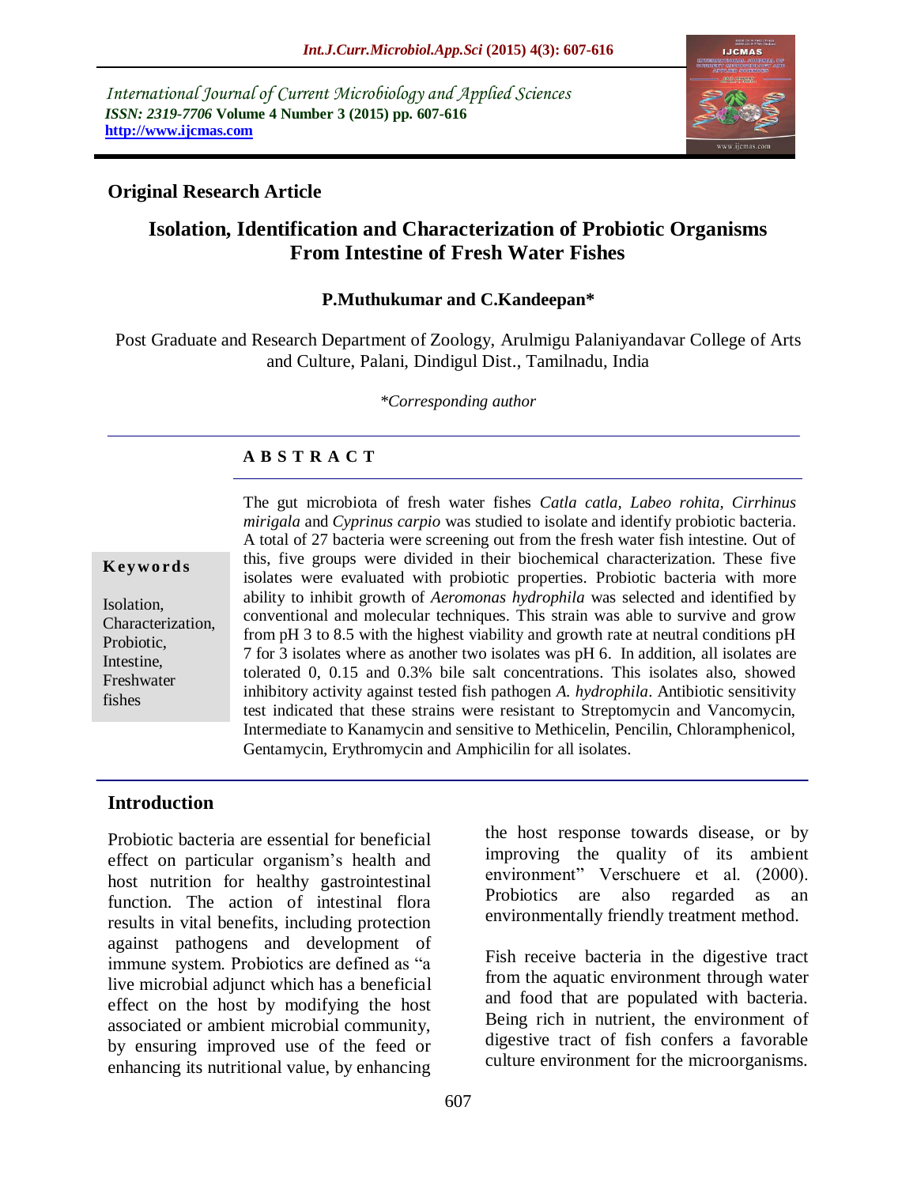International Journal of Current Microbiology and Applied Sciences
*ISSN: 2319-7706* **Volume 4 Number 3 (2015) pp. 607-616**
**http://www.ijcmas.com**

**Original Research Article**

# Isolation, Identification and Characterization of Probiotic Organisms From Intestine of Fresh Water Fishes

**P.Muthukumar and C.Kandeepan***

Post Graduate and Research Department of Zoology, Arulmigu Palaniyandavar College of Arts and Culture, Palani, Dindigul Dist., Tamilnadu, India

*\*Corresponding author*

**A B S T R A C T**

**Keywords**

Isolation, Characterization, Probiotic, Intestine, Freshwater fishes

The gut microbiota of fresh water fishes *Catla catla*, *Labeo rohita*, *Cirrhinus mirigala* and *Cyprinus carpio* was studied to isolate and identify probiotic bacteria. A total of 27 bacteria were screening out from the fresh water fish intestine. Out of this, five groups were divided in their biochemical characterization. These five isolates were evaluated with probiotic properties. Probiotic bacteria with more ability to inhibit growth of *Aeromonas hydrophila* was selected and identified by conventional and molecular techniques. This strain was able to survive and grow from pH 3 to 8.5 with the highest viability and growth rate at neutral conditions pH 7 for 3 isolates where as another two isolates was pH 6. In addition, all isolates are tolerated 0, 0.15 and 0.3% bile salt concentrations. This isolates also, showed inhibitory activity against tested fish pathogen *A. hydrophila*. Antibiotic sensitivity test indicated that these strains were resistant to Streptomycin and Vancomycin, Intermediate to Kanamycin and sensitive to Methicelin, Pencilin, Chloramphenicol, Gentamycin, Erythromycin and Amphicilin for all isolates.

## Introduction

Probiotic bacteria are essential for beneficial effect on particular organism's health and host nutrition for healthy gastrointestinal function. The action of intestinal flora results in vital benefits, including protection against pathogens and development of immune system. Probiotics are defined as "a live microbial adjunct which has a beneficial effect on the host by modifying the host associated or ambient microbial community, by ensuring improved use of the feed or enhancing its nutritional value, by enhancing the host response towards disease, or by improving the quality of its ambient environment" Verschuere et al. (2000). Probiotics are also regarded as an environmentally friendly treatment method.

Fish receive bacteria in the digestive tract from the aquatic environment through water and food that are populated with bacteria. Being rich in nutrient, the environment of digestive tract of fish confers a favorable culture environment for the microorganisms.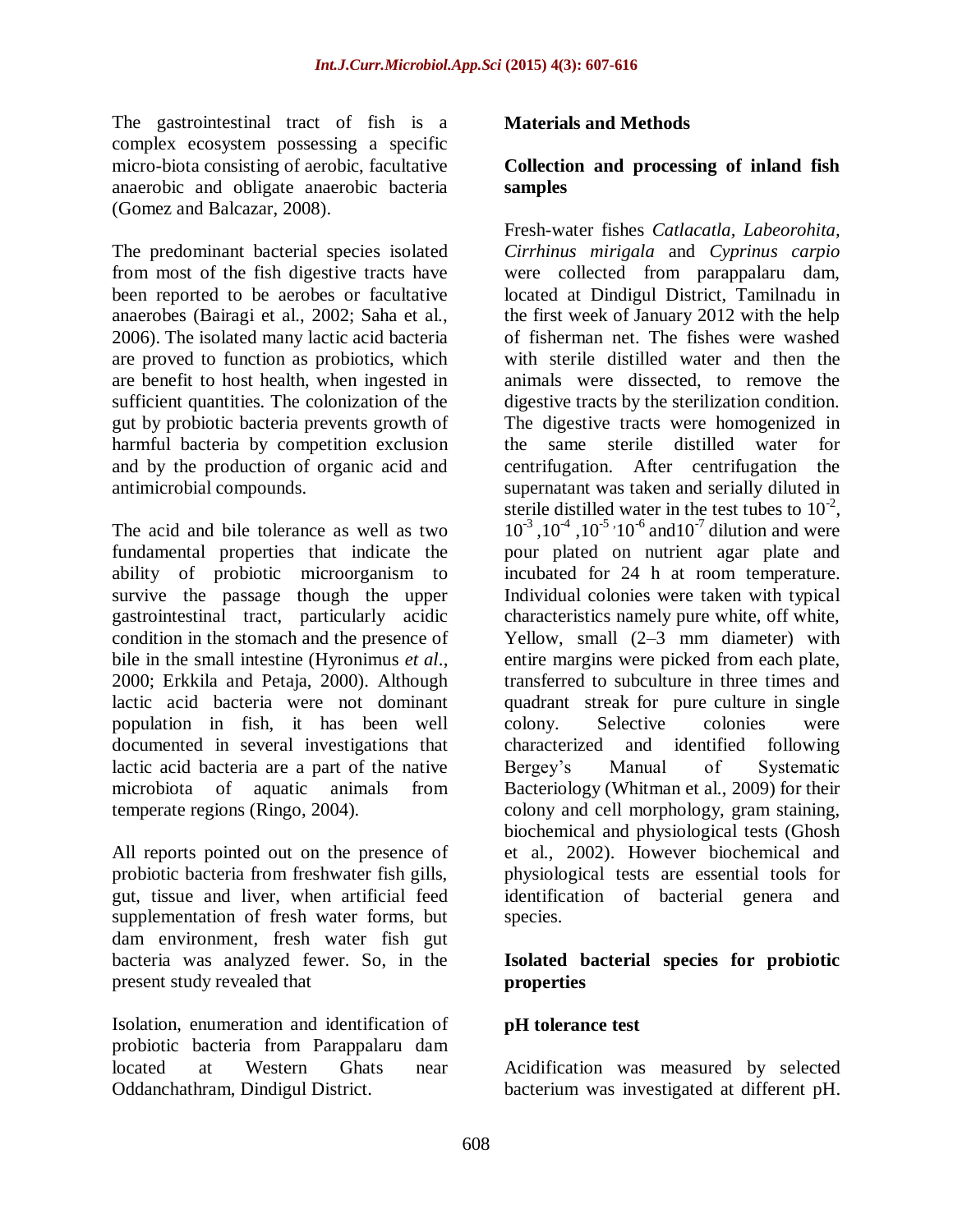The gastrointestinal tract of fish is a complex ecosystem possessing a specific micro-biota consisting of aerobic, facultative anaerobic and obligate anaerobic bacteria (Gomez and Balcazar, 2008).

The predominant bacterial species isolated from most of the fish digestive tracts have been reported to be aerobes or facultative anaerobes (Bairagi et al., 2002; Saha et al., 2006). The isolated many lactic acid bacteria are proved to function as probiotics, which are benefit to host health, when ingested in sufficient quantities. The colonization of the gut by probiotic bacteria prevents growth of harmful bacteria by competition exclusion and by the production of organic acid and antimicrobial compounds.

The acid and bile tolerance as well as two fundamental properties that indicate the ability of probiotic microorganism to survive the passage though the upper gastrointestinal tract, particularly acidic condition in the stomach and the presence of bile in the small intestine (Hyronimus *et al*., 2000; Erkkila and Petaja, 2000). Although lactic acid bacteria were not dominant population in fish, it has been well documented in several investigations that lactic acid bacteria are a part of the native microbiota of aquatic animals from temperate regions (Ringo, 2004).

All reports pointed out on the presence of probiotic bacteria from freshwater fish gills, gut, tissue and liver, when artificial feed supplementation of fresh water forms, but dam environment, fresh water fish gut bacteria was analyzed fewer. So, in the present study revealed that

Isolation, enumeration and identification of probiotic bacteria from Parappalaru dam located at Western Ghats near Oddanchathram, Dindigul District.

## Materials and Methods

### Collection and processing of inland fish samples

Fresh-water fishes *Catlacatla, Labeorohita, Cirrhinus mirigala* and *Cyprinus carpio* were collected from parappalaru dam, located at Dindigul District, Tamilnadu in the first week of January 2012 with the help of fisherman net. The fishes were washed with sterile distilled water and then the animals were dissected, to remove the digestive tracts by the sterilization condition. The digestive tracts were homogenized in the same sterile distilled water for centrifugation. After centrifugation the supernatant was taken and serially diluted in sterile distilled water in the test tubes to $10^{-2}$, $10^{-3}$ ,$10^{-4}$ ,$10^{-5}$ ,$10^{-6}$ and$10^{-7}$ dilution and were pour plated on nutrient agar plate and incubated for 24 h at room temperature. Individual colonies were taken with typical characteristics namely pure white, off white, Yellow, small (2–3 mm diameter) with entire margins were picked from each plate, transferred to subculture in three times and quadrant streak for pure culture in single colony. Selective colonies were characterized and identified following Bergey's Manual of Systematic Bacteriology (Whitman et al., 2009) for their colony and cell morphology, gram staining, biochemical and physiological tests (Ghosh et al., 2002). However biochemical and physiological tests are essential tools for identification of bacterial genera and species.

### Isolated bacterial species for probiotic properties

### pH tolerance test

Acidification was measured by selected bacterium was investigated at different pH.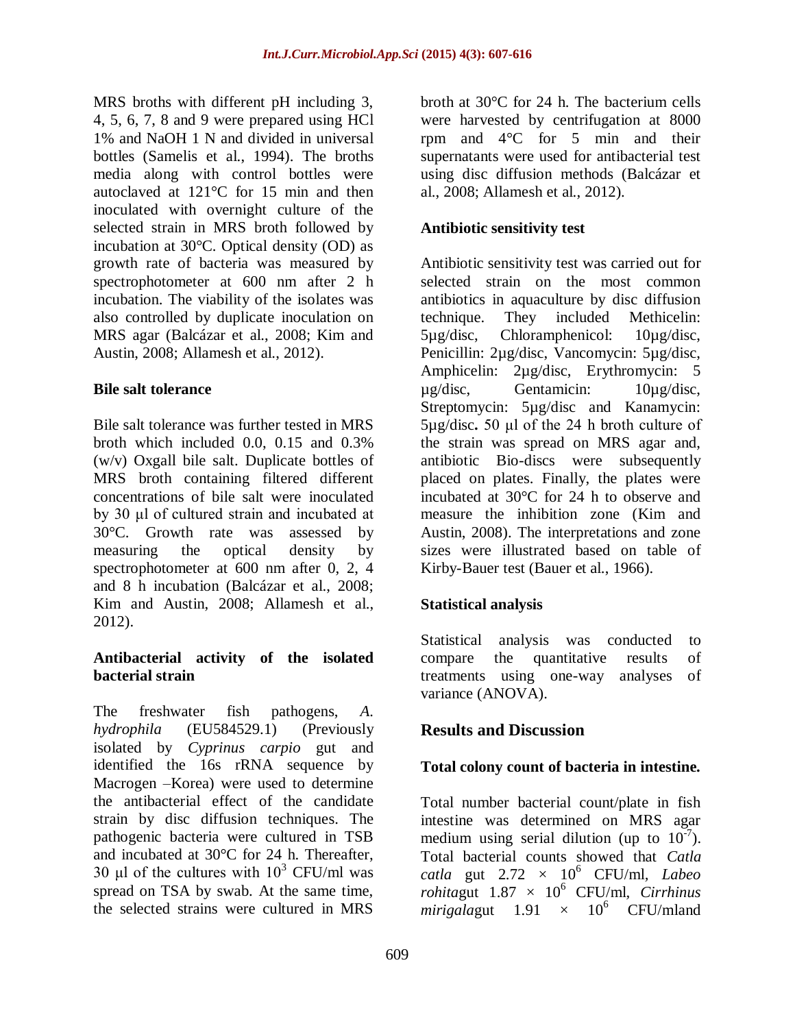MRS broths with different pH including 3, 4, 5, 6, 7, 8 and 9 were prepared using HCl 1% and NaOH 1 N and divided in universal bottles (Samelis et al., 1994). The broths media along with control bottles were autoclaved at 121°C for 15 min and then inoculated with overnight culture of the selected strain in MRS broth followed by incubation at 30°C. Optical density (OD) as growth rate of bacteria was measured by spectrophotometer at 600 nm after 2 h incubation. The viability of the isolates was also controlled by duplicate inoculation on MRS agar (Balcázar et al., 2008; Kim and Austin, 2008; Allamesh et al., 2012).

### Bile salt tolerance

Bile salt tolerance was further tested in MRS broth which included 0.0, 0.15 and 0.3% (w/v) Oxgall bile salt. Duplicate bottles of MRS broth containing filtered different concentrations of bile salt were inoculated by 30 µl of cultured strain and incubated at 30°C. Growth rate was assessed by measuring the optical density by spectrophotometer at 600 nm after 0, 2, 4 and 8 h incubation (Balcázar et al., 2008; Kim and Austin, 2008; Allamesh et al., 2012).

### Antibacterial activity of the isolated bacterial strain

The freshwater fish pathogens, *A. hydrophila* (EU584529.1) (Previously isolated by *Cyprinus carpio* gut and identified the 16s rRNA sequence by Macrogen –Korea) were used to determine the antibacterial effect of the candidate strain by disc diffusion techniques. The pathogenic bacteria were cultured in TSB and incubated at 30°C for 24 h. Thereafter, 30 µl of the cultures with $10^3$ CFU/ml was spread on TSA by swab. At the same time, the selected strains were cultured in MRS broth at 30°C for 24 h. The bacterium cells were harvested by centrifugation at 8000 rpm and 4°C for 5 min and their supernatants were used for antibacterial test using disc diffusion methods (Balcázar et al., 2008; Allamesh et al., 2012).

### Antibiotic sensitivity test

Antibiotic sensitivity test was carried out for selected strain on the most common antibiotics in aquaculture by disc diffusion technique. They included Methicelin: 5µg/disc, Chloramphenicol: 10µg/disc, Penicillin: 2µg/disc, Vancomycin: 5µg/disc, Amphicelin: 2µg/disc, Erythromycin: 5 µg/disc, Gentamicin: 10µg/disc, Streptomycin: 5µg/disc and Kanamycin: 5µg/disc**.** 50 µl of the 24 h broth culture of the strain was spread on MRS agar and, antibiotic Bio-discs were subsequently placed on plates. Finally, the plates were incubated at 30°C for 24 h to observe and measure the inhibition zone (Kim and Austin, 2008). The interpretations and zone sizes were illustrated based on table of Kirby-Bauer test (Bauer et al., 1966).

### Statistical analysis

Statistical analysis was conducted to compare the quantitative results of treatments using one-way analyses of variance (ANOVA).

## Results and Discussion

### Total colony count of bacteria in intestine.

Total number bacterial count/plate in fish intestine was determined on MRS agar medium using serial dilution (up to $10^{-7}$). Total bacterial counts showed that *Catla catla* gut 2.72 × $10^6$ CFU/ml, *Labeo rohita*gut 1.87 × $10^6$ CFU/ml, *Cirrhinus mirigala*gut 1.91 × $10^6$ CFU/mland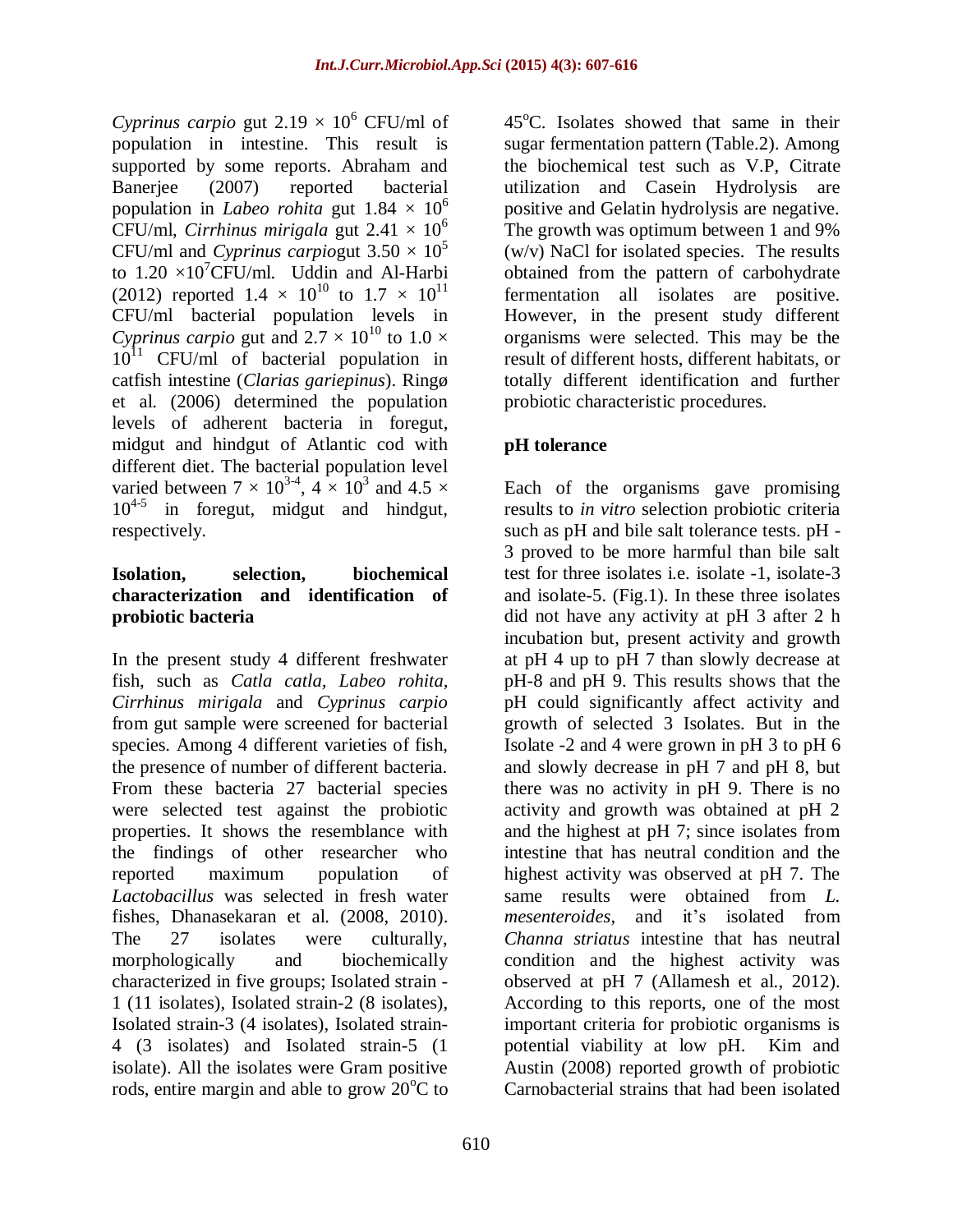*Cyprinus carpio* gut $2.19 \times 10^6$ CFU/ml of population in intestine. This result is supported by some reports. Abraham and Banerjee (2007) reported bacterial population in *Labeo rohita* gut $1.84 \times 10^6$ CFU/ml, *Cirrhinus mirigala* gut $2.41 \times 10^6$ CFU/ml and *Cyprinus carpio*gut $3.50 \times 10^5$ to $1.20 \times 10^7$CFU/ml. Uddin and Al-Harbi (2012) reported $1.4 \times 10^{10}$ to $1.7 \times 10^{11}$ CFU/ml bacterial population levels in *Cyprinus carpio* gut and $2.7 \times 10^{10}$ to $1.0 \times 10^{11}$ CFU/ml of bacterial population in catfish intestine (*Clarias gariepinus*). Ringø et al. (2006) determined the population levels of adherent bacteria in foregut, midgut and hindgut of Atlantic cod with different diet. The bacterial population level varied between $7 \times 10^{3\text{-}4}$, $4 \times 10^3$ and $4.5 \times 10^{4\text{-}5}$ in foregut, midgut and hindgut, respectively.

## Isolation, selection, biochemical characterization and identification of probiotic bacteria

In the present study 4 different freshwater fish, such as *Catla catla*, *Labeo rohita*, *Cirrhinus mirigala* and *Cyprinus carpio* from gut sample were screened for bacterial species. Among 4 different varieties of fish, the presence of number of different bacteria. From these bacteria 27 bacterial species were selected test against the probiotic properties. It shows the resemblance with the findings of other researcher who reported maximum population of *Lactobacillus* was selected in fresh water fishes, Dhanasekaran et al. (2008, 2010). The 27 isolates were culturally, morphologically and biochemically characterized in five groups; Isolated strain -1 (11 isolates), Isolated strain-2 (8 isolates), Isolated strain-3 (4 isolates), Isolated strain-4 (3 isolates) and Isolated strain-5 (1 isolate). All the isolates were Gram positive rods, entire margin and able to grow 20°C to 45°C. Isolates showed that same in their sugar fermentation pattern (Table.2). Among the biochemical test such as V.P, Citrate utilization and Casein Hydrolysis are positive and Gelatin hydrolysis are negative. The growth was optimum between 1 and 9% (w/v) NaCl for isolated species. The results obtained from the pattern of carbohydrate fermentation all isolates are positive. However, in the present study different organisms were selected. This may be the result of different hosts, different habitats, or totally different identification and further probiotic characteristic procedures.

## pH tolerance

Each of the organisms gave promising results to *in vitro* selection probiotic criteria such as pH and bile salt tolerance tests. pH -3 proved to be more harmful than bile salt test for three isolates i.e. isolate -1, isolate-3 and isolate-5. (Fig.1). In these three isolates did not have any activity at pH 3 after 2 h incubation but, present activity and growth at pH 4 up to pH 7 than slowly decrease at pH-8 and pH 9. This results shows that the pH could significantly affect activity and growth of selected 3 Isolates. But in the Isolate -2 and 4 were grown in pH 3 to pH 6 and slowly decrease in pH 7 and pH 8, but there was no activity in pH 9. There is no activity and growth was obtained at pH 2 and the highest at pH 7; since isolates from intestine that has neutral condition and the highest activity was observed at pH 7. The same results were obtained from *L. mesenteroides*, and it's isolated from *Channa striatus* intestine that has neutral condition and the highest activity was observed at pH 7 (Allamesh et al., 2012). According to this reports, one of the most important criteria for probiotic organisms is potential viability at low pH. Kim and Austin (2008) reported growth of probiotic Carnobacterial strains that had been isolated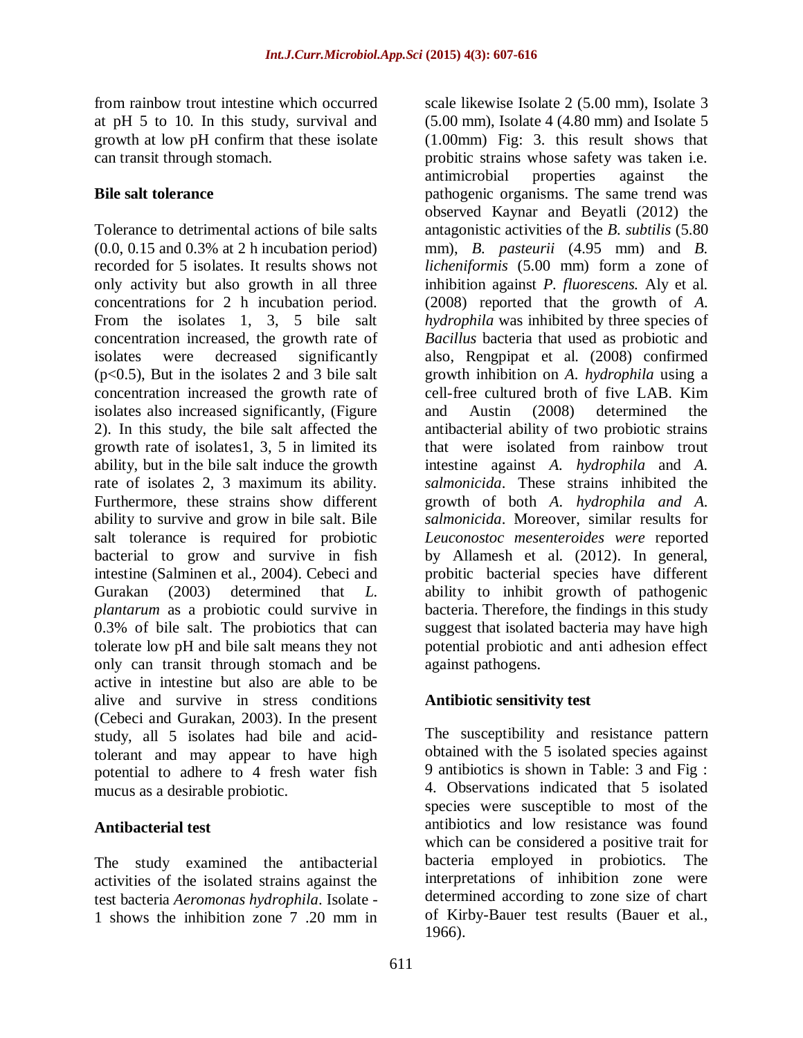from rainbow trout intestine which occurred at pH 5 to 10. In this study, survival and growth at low pH confirm that these isolate can transit through stomach.

**Bile salt tolerance**

Tolerance to detrimental actions of bile salts (0.0, 0.15 and 0.3% at 2 h incubation period) recorded for 5 isolates. It results shows not only activity but also growth in all three concentrations for 2 h incubation period. From the isolates 1, 3, 5 bile salt concentration increased, the growth rate of isolates were decreased significantly ($p<0.5$), But in the isolates 2 and 3 bile salt concentration increased the growth rate of isolates also increased significantly, (Figure 2). In this study, the bile salt affected the growth rate of isolates1, 3, 5 in limited its ability, but in the bile salt induce the growth rate of isolates 2, 3 maximum its ability. Furthermore, these strains show different ability to survive and grow in bile salt. Bile salt tolerance is required for probiotic bacterial to grow and survive in fish intestine (Salminen et al., 2004). Cebeci and Gurakan (2003) determined that *L. plantarum* as a probiotic could survive in 0.3% of bile salt. The probiotics that can tolerate low pH and bile salt means they not only can transit through stomach and be active in intestine but also are able to be alive and survive in stress conditions (Cebeci and Gurakan, 2003). In the present study, all 5 isolates had bile and acid-tolerant and may appear to have high potential to adhere to 4 fresh water fish mucus as a desirable probiotic.

**Antibacterial test**

The study examined the antibacterial activities of the isolated strains against the test bacteria *Aeromonas hydrophila*. Isolate - 1 shows the inhibition zone 7 .20 mm in scale likewise Isolate 2 (5.00 mm), Isolate 3 (5.00 mm), Isolate 4 (4.80 mm) and Isolate 5 (1.00mm) Fig: 3. this result shows that probitic strains whose safety was taken i.e. antimicrobial properties against the pathogenic organisms. The same trend was observed Kaynar and Beyatli (2012) the antagonistic activities of the *B. subtilis* (5.80 mm), *B. pasteurii* (4.95 mm) and *B. licheniformis* (5.00 mm) form a zone of inhibition against *P. fluorescens.* Aly et al. (2008) reported that the growth of *A. hydrophila* was inhibited by three species of *Bacillus* bacteria that used as probiotic and also, Rengpipat et al. (2008) confirmed growth inhibition on *A. hydrophila* using a cell-free cultured broth of five LAB. Kim and Austin (2008) determined the antibacterial ability of two probiotic strains that were isolated from rainbow trout intestine against *A. hydrophila* and *A. salmonicida*. These strains inhibited the growth of both *A. hydrophila and A. salmonicida*. Moreover, similar results for *Leuconostoc mesenteroides were* reported by Allamesh et al. (2012). In general, probitic bacterial species have different ability to inhibit growth of pathogenic bacteria. Therefore, the findings in this study suggest that isolated bacteria may have high potential probiotic and anti adhesion effect against pathogens.

**Antibiotic sensitivity test**

The susceptibility and resistance pattern obtained with the 5 isolated species against 9 antibiotics is shown in Table: 3 and Fig : 4. Observations indicated that 5 isolated species were susceptible to most of the antibiotics and low resistance was found which can be considered a positive trait for bacteria employed in probiotics. The interpretations of inhibition zone were determined according to zone size of chart of Kirby-Bauer test results (Bauer et al., 1966).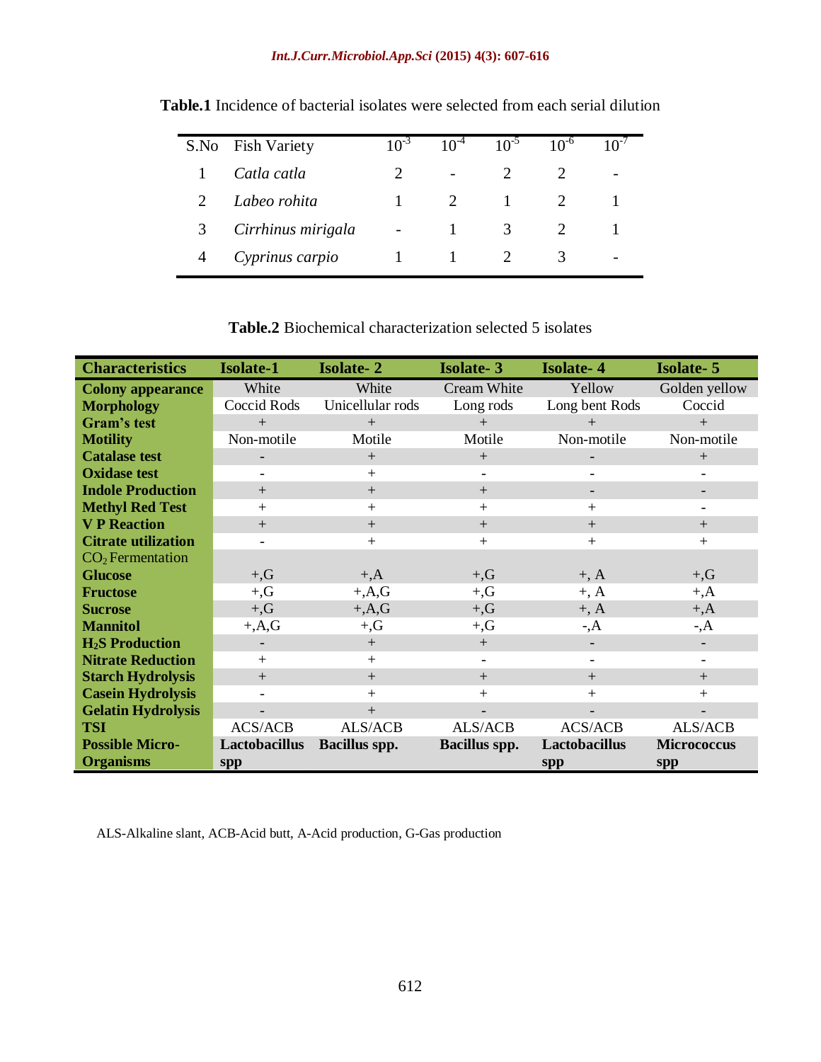**Table.1** Incidence of bacterial isolates were selected from each serial dilution

| S.No | Fish Variety | $10^{-3}$ | $10^{-4}$ | $10^{-5}$ | $10^{-6}$ | $10^{-7}$ |
|---|---|---|---|---|---|---|
| 1 | *Catla catla* | 2 | - | 2 | 2 | - |
| 2 | *Labeo rohita* | 1 | 2 | 1 | 2 | 1 |
| 3 | *Cirrhinus mirigala* | - | 1 | 3 | 2 | 1 |
| 4 | *Cyprinus carpio* | 1 | 1 | 2 | 3 | - |

**Table.2** Biochemical characterization selected 5 isolates

| Characteristics | Isolate-1 | Isolate- 2 | Isolate- 3 | Isolate- 4 | Isolate- 5 |
|---|---|---|---|---|---|
| **Colony appearance** | White | White | Cream White | Yellow | Golden yellow |
| **Morphology** | Coccid Rods | Unicellular rods | Long rods | Long bent Rods | Coccid |
| **Gram's test** | + | + | + | + | + |
| **Motility** | Non-motile | Motile | Motile | Non-motile | Non-motile |
| **Catalase test** | - | + | + | - | + |
| **Oxidase test** | - | + | - | - | - |
| **Indole Production** | + | + | + | - | - |
| **Methyl Red Test** | + | + | + | + | - |
| **V P Reaction** | + | + | + | + | + |
| **Citrate utilization** | - | + | + | + | + |
| $CO_2$ Fermentation | | | | | |
| **Glucose** | +,G | +,A | +,G | +, A | +,G |
| **Fructose** | +,G | +,A,G | +,G | +, A | +,A |
| **Sucrose** | +,G | +,A,G | +,G | +, A | +,A |
| **Mannitol** | +,A,G | +,G | +,G | -,A | -,A |
| **$H_2S$ Production** | - | + | + | - | - |
| **Nitrate Reduction** | + | + | - | - | - |
| **Starch Hydrolysis** | + | + | + | + | + |
| **Casein Hydrolysis** | - | + | + | + | + |
| **Gelatin Hydrolysis** | - | + | - | - | - |
| **TSI** | ACS/ACB | ALS/ACB | ALS/ACB | ACS/ACB | ALS/ACB |
| **Possible Micro-Organisms** | **Lactobacillus spp** | **Bacillus spp.** | **Bacillus spp.** | **Lactobacillus spp** | **Micrococcus spp** |

ALS-Alkaline slant, ACB-Acid butt, A-Acid production, G-Gas production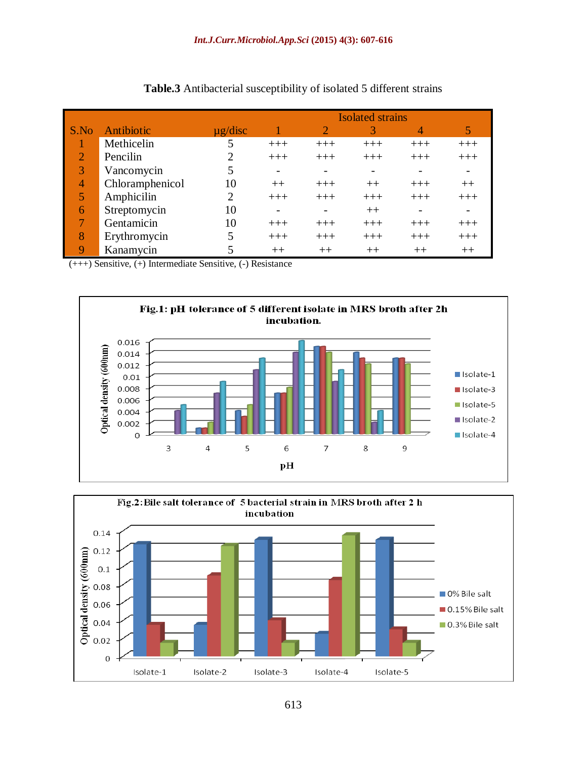**Table.3** Antibacterial susceptibility of isolated 5 different strains

| S.No | Antibiotic | μg/disc | Isolated strains | | | | |
|---|---|---|---|---|---|---|---|
| | | | 1 | 2 | 3 | 4 | 5 |
| 1 | Methicelin | 5 | +++ | +++ | +++ | +++ | +++ |
| 2 | Pencilin | 2 | +++ | +++ | +++ | +++ | +++ |
| 3 | Vancomycin | 5 | - | - | - | - | - |
| 4 | Chloramphenicol | 10 | ++ | +++ | ++ | +++ | ++ |
| 5 | Amphicilin | 2 | +++ | +++ | +++ | +++ | +++ |
| 6 | Streptomycin | 10 | - | - | ++ | - | - |
| 7 | Gentamicin | 10 | +++ | +++ | +++ | +++ | +++ |
| 8 | Erythromycin | 5 | +++ | +++ | +++ | +++ | +++ |
| 9 | Kanamycin | 5 | ++ | ++ | ++ | ++ | ++ |

(+++) Sensitive, (+) Intermediate Sensitive, (-) Resistance

**Fig.1:** pH tolerance of 5 different isolate in MRS broth after 2h incubation.

**Fig.2:** Bile salt tolerance of 5 bacterial strain in MRS broth after 2 h incubation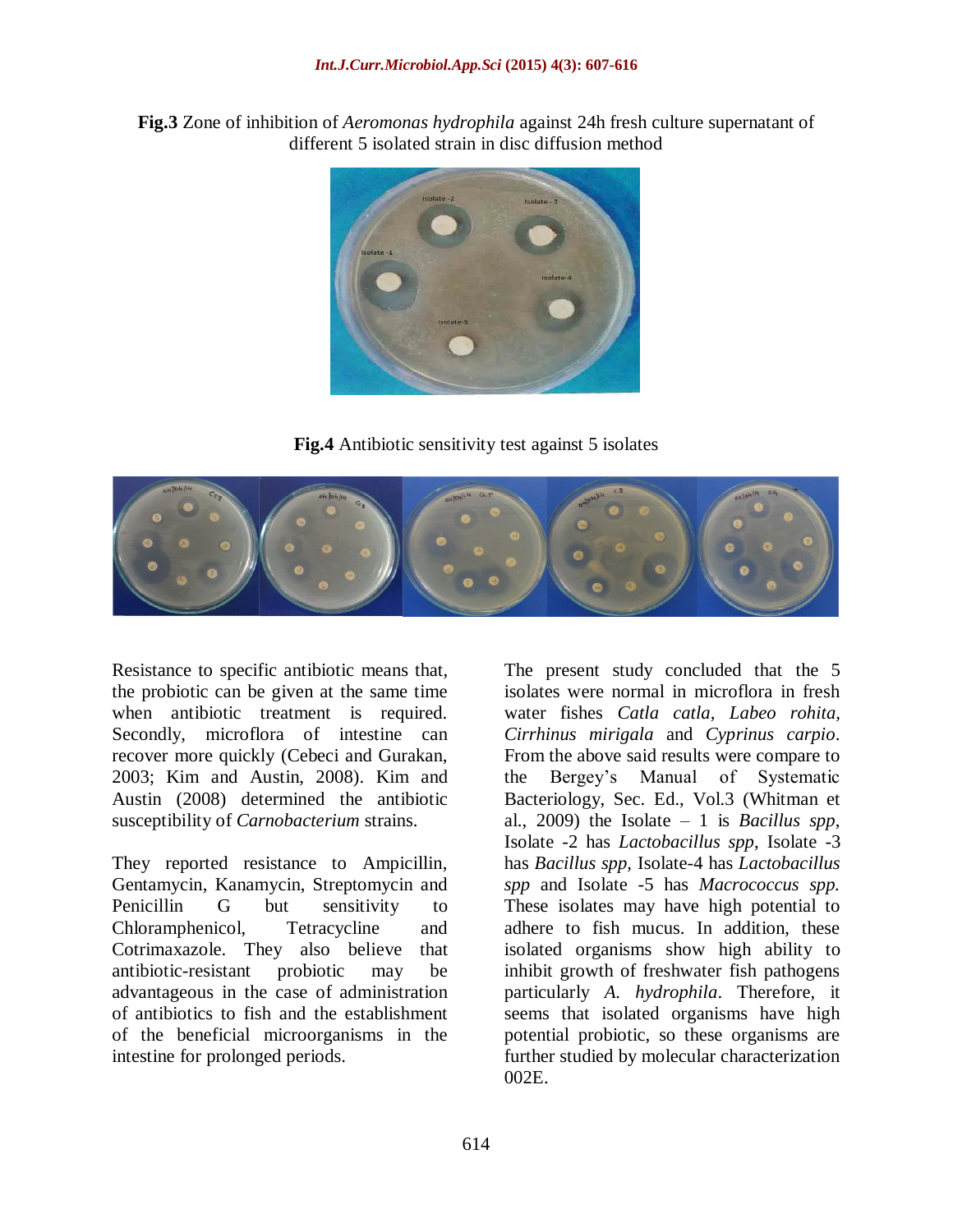**Fig.3** Zone of inhibition of *Aeromonas hydrophila* against 24h fresh culture supernatant of different 5 isolated strain in disc diffusion method

**Fig.4** Antibiotic sensitivity test against 5 isolates

Resistance to specific antibiotic means that, the probiotic can be given at the same time when antibiotic treatment is required. Secondly, microflora of intestine can recover more quickly (Cebeci and Gurakan, 2003; Kim and Austin, 2008). Kim and Austin (2008) determined the antibiotic susceptibility of *Carnobacterium* strains.

They reported resistance to Ampicillin, Gentamycin, Kanamycin, Streptomycin and Penicillin G but sensitivity to Chloramphenicol, Tetracycline and Cotrimaxazole. They also believe that antibiotic-resistant probiotic may be advantageous in the case of administration of antibiotics to fish and the establishment of the beneficial microorganisms in the intestine for prolonged periods.

The present study concluded that the 5 isolates were normal in microflora in fresh water fishes *Catla catla, Labeo rohita, Cirrhinus mirigala* and *Cyprinus carpio*. From the above said results were compare to the Bergey's Manual of Systematic Bacteriology, Sec. Ed., Vol.3 (Whitman et al., 2009) the Isolate – 1 is *Bacillus spp*, Isolate -2 has *Lactobacillus spp*, Isolate -3 has *Bacillus spp*, Isolate-4 has *Lactobacillus spp* and Isolate -5 has *Macrococcus spp.* These isolates may have high potential to adhere to fish mucus. In addition, these isolated organisms show high ability to inhibit growth of freshwater fish pathogens particularly *A. hydrophila*. Therefore, it seems that isolated organisms have high potential probiotic, so these organisms are further studied by molecular characterization 002E.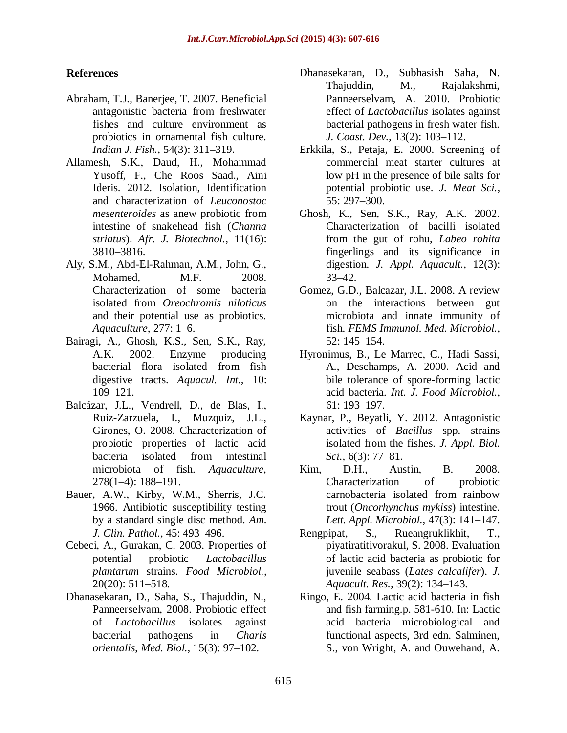## References

Abraham, T.J., Banerjee, T. 2007. Beneficial antagonistic bacteria from freshwater fishes and culture environment as probiotics in ornamental fish culture. *Indian J. Fish.,* 54(3): 311–319.

Allamesh, S.K., Daud, H., Mohammad Yusoff, F., Che Roos Saad., Aini Ideris. 2012. Isolation, Identification and characterization of *Leuconostoc mesenteroides* as anew probiotic from intestine of snakehead fish (*Channa striatus*). *Afr. J. Biotechnol.,* 11(16): 3810–3816.

Aly, S.M., Abd-El-Rahman, A.M., John, G., Mohamed, M.F. 2008. Characterization of some bacteria isolated from *Oreochromis niloticus* and their potential use as probiotics. *Aquaculture,* 277: 1–6.

Bairagi, A., Ghosh, K.S., Sen, S.K., Ray, A.K. 2002. Enzyme producing bacterial flora isolated from fish digestive tracts. *Aquacul. Int.,* 10: 109–121.

Balcázar, J.L., Vendrell, D., de Blas, I., Ruiz-Zarzuela, I., Muzquiz, J.L., Girones, O. 2008. Characterization of probiotic properties of lactic acid bacteria isolated from intestinal microbiota of fish. *Aquaculture,* 278(1–4): 188–191.

Bauer, A.W., Kirby, W.M., Sherris, J.C. 1966. Antibiotic susceptibility testing by a standard single disc method. *Am. J. Clin. Pathol.,* 45: 493–496.

Cebeci, A., Gurakan, C. 2003. Properties of potential probiotic *Lactobacillus plantarum* strains. *Food Microbiol.,* 20(20): 511–518.

Dhanasekaran, D., Saha, S., Thajuddin, N., Panneerselvam, 2008. Probiotic effect of *Lactobacillus* isolates against bacterial pathogens in *Charis orientalis*, *Med. Biol.,* 15(3): 97–102.

Dhanasekaran, D., Subhasish Saha, N. Thajuddin, M., Rajalakshmi, Panneerselvam, A. 2010. Probiotic effect of *Lactobacillus* isolates against bacterial pathogens in fresh water fish. *J. Coast. Dev.,* 13(2): 103–112.

Erkkila, S., Petaja, E. 2000. Screening of commercial meat starter cultures at low pH in the presence of bile salts for potential probiotic use. *J. Meat Sci.,* 55: 297–300.

Ghosh, K., Sen, S.K., Ray, A.K. 2002. Characterization of bacilli isolated from the gut of rohu, *Labeo rohita* fingerlings and its significance in digestion. *J. Appl. Aquacult.,* 12(3): 33–42.

Gomez, G.D., Balcazar, J.L. 2008. A review on the interactions between gut microbiota and innate immunity of fish. *FEMS Immunol. Med. Microbiol.,* 52: 145–154.

Hyronimus, B., Le Marrec, C., Hadi Sassi, A., Deschamps, A. 2000. Acid and bile tolerance of spore-forming lactic acid bacteria. *Int. J. Food Microbiol.,* 61: 193–197.

Kaynar, P., Beyatli, Y. 2012. Antagonistic activities of *Bacillus* spp. strains isolated from the fishes. *J. Appl. Biol. Sci.,* 6(3): 77–81.

Kim, D.H., Austin, B. 2008. Characterization of probiotic carnobacteria isolated from rainbow trout (*Oncorhynchus mykiss*) intestine. *Lett. Appl. Microbiol.,* 47(3): 141–147.

Rengpipat, S., Rueangruklikhit, T., piyatiratitivorakul, S. 2008. Evaluation of lactic acid bacteria as probiotic for juvenile seabass (*Lates calcalifer*). *J. Aquacult. Res.,* 39(2): 134–143.

Ringo, E. 2004. Lactic acid bacteria in fish and fish farming.p. 581-610. In: Lactic acid bacteria microbiological and functional aspects, 3rd edn. Salminen, S., von Wright, A. and Ouwehand, A.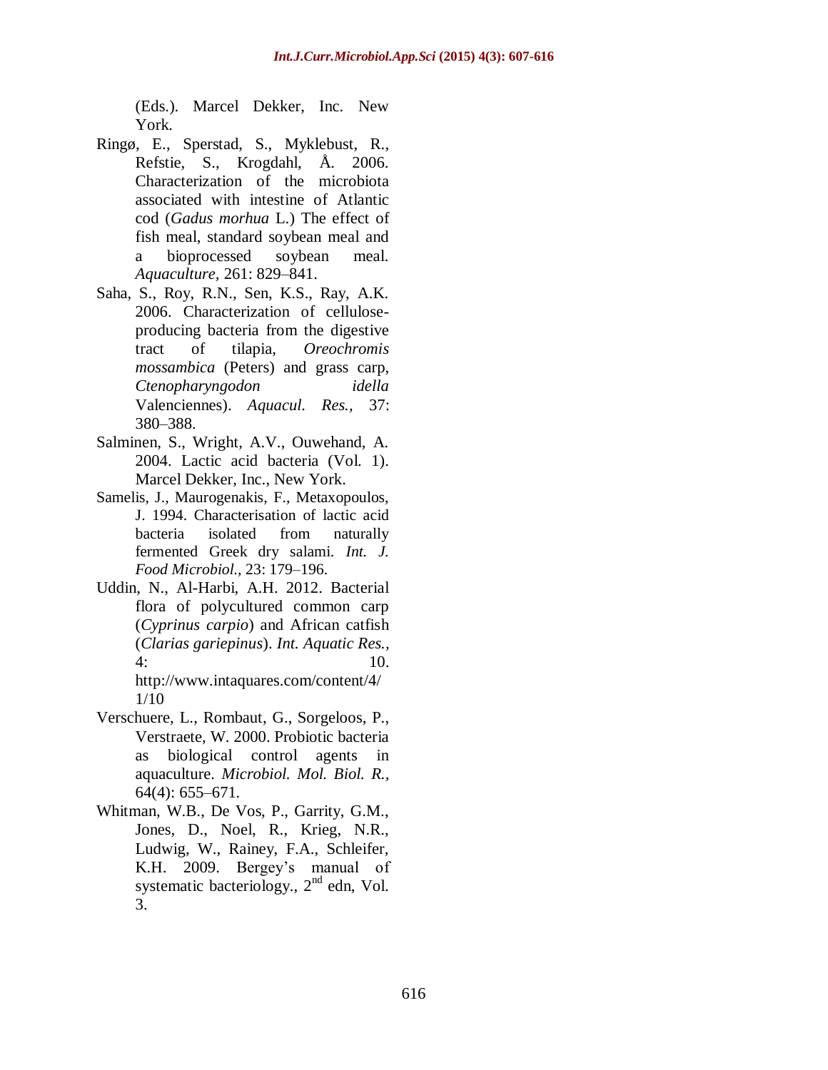(Eds.). Marcel Dekker, Inc. New York.

Ringø, E., Sperstad, S., Myklebust, R., Refstie, S., Krogdahl, Å. 2006. Characterization of the microbiota associated with intestine of Atlantic cod (*Gadus morhua* L.) The effect of fish meal, standard soybean meal and a bioprocessed soybean meal. *Aquaculture*, 261: 829–841.

Saha, S., Roy, R.N., Sen, K.S., Ray, A.K. 2006. Characterization of cellulose-producing bacteria from the digestive tract of tilapia, *Oreochromis mossambica* (Peters) and grass carp, *Ctenopharyngodon idella* Valenciennes). *Aquacul. Res.,* 37: 380–388.

Salminen, S., Wright, A.V., Ouwehand, A. 2004. Lactic acid bacteria (Vol. 1). Marcel Dekker, Inc., New York.

Samelis, J., Maurogenakis, F., Metaxopoulos, J. 1994. Characterisation of lactic acid bacteria isolated from naturally fermented Greek dry salami. *Int. J. Food Microbiol.*, 23: 179–196.

Uddin, N., Al-Harbi, A.H. 2012. Bacterial flora of polycultured common carp (*Cyprinus carpio*) and African catfish (*Clarias gariepinus*). *Int. Aquatic Res.*, 4: 10. http://www.intaquares.com/content/4/1/10

Verschuere, L., Rombaut, G., Sorgeloos, P., Verstraete, W. 2000. Probiotic bacteria as biological control agents in aquaculture. *Microbiol. Mol. Biol. R.,* 64(4): 655–671.

Whitman, W.B., De Vos, P., Garrity, G.M., Jones, D., Noel, R., Krieg, N.R., Ludwig, W., Rainey, F.A., Schleifer, K.H. 2009. Bergey's manual of systematic bacteriology., 2nd edn, Vol. 3.